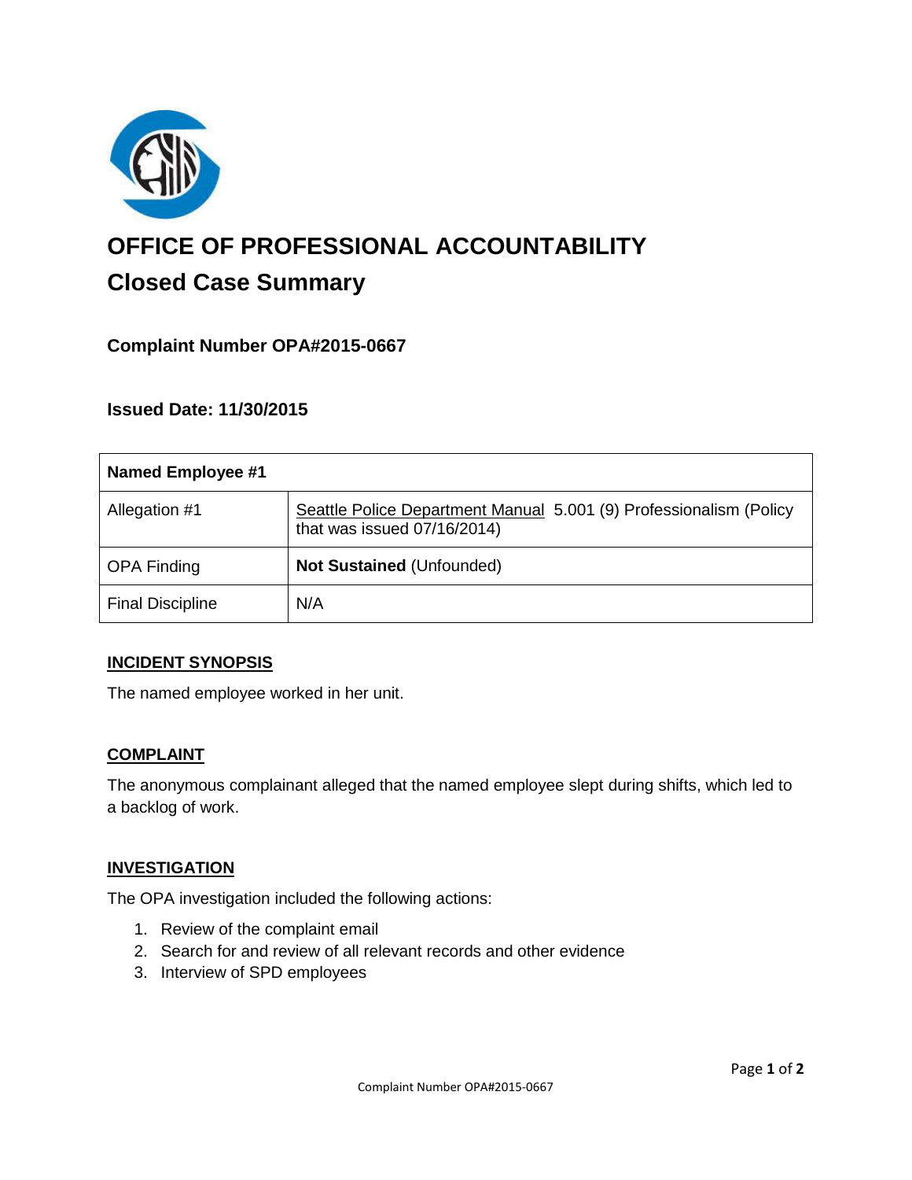# OFFICE OF PROFESSIONAL ACCOUNTABILITY

## Closed Case Summary

### Complaint Number OPA#2015-0667

### Issued Date: 11/30/2015

| Named Employee #1 | |
|---|---|
| Allegation #1 | Seattle Police Department Manual 5.001 (9) Professionalism (Policy that was issued 07/16/2014) |
| OPA Finding | **Not Sustained** (Unfounded) |
| Final Discipline | N/A |

### INCIDENT SYNOPSIS

The named employee worked in her unit.

### COMPLAINT

The anonymous complainant alleged that the named employee slept during shifts, which led to a backlog of work.

### INVESTIGATION

The OPA investigation included the following actions:

1. Review of the complaint email
2. Search for and review of all relevant records and other evidence
3. Interview of SPD employees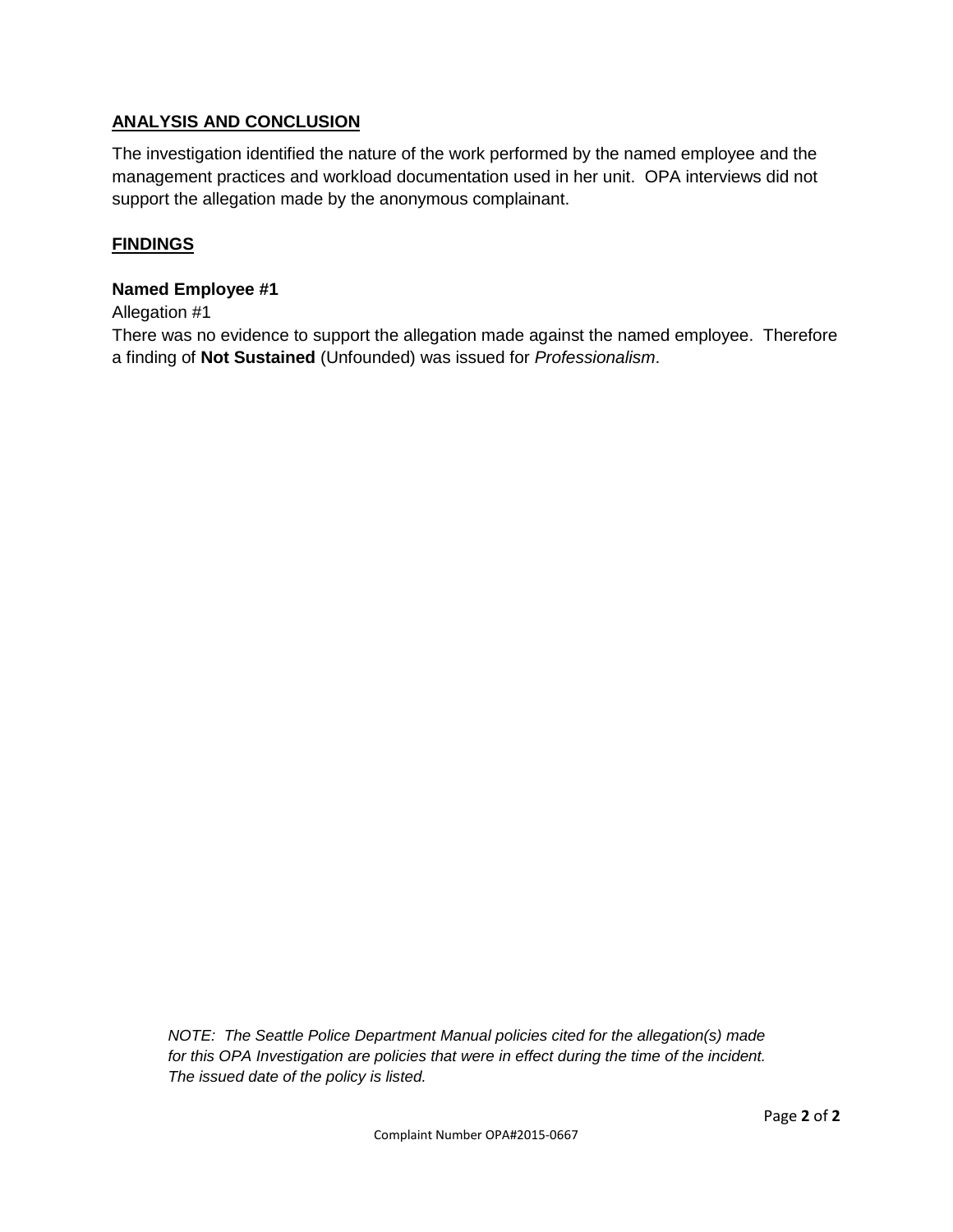## ANALYSIS AND CONCLUSION

The investigation identified the nature of the work performed by the named employee and the management practices and workload documentation used in her unit. OPA interviews did not support the allegation made by the anonymous complainant.

## FINDINGS

**Named Employee #1**

Allegation #1

There was no evidence to support the allegation made against the named employee. Therefore a finding of **Not Sustained** (Unfounded) was issued for *Professionalism*.

*NOTE: The Seattle Police Department Manual policies cited for the allegation(s) made for this OPA Investigation are policies that were in effect during the time of the incident. The issued date of the policy is listed.*

Complaint Number OPA#2015-0667